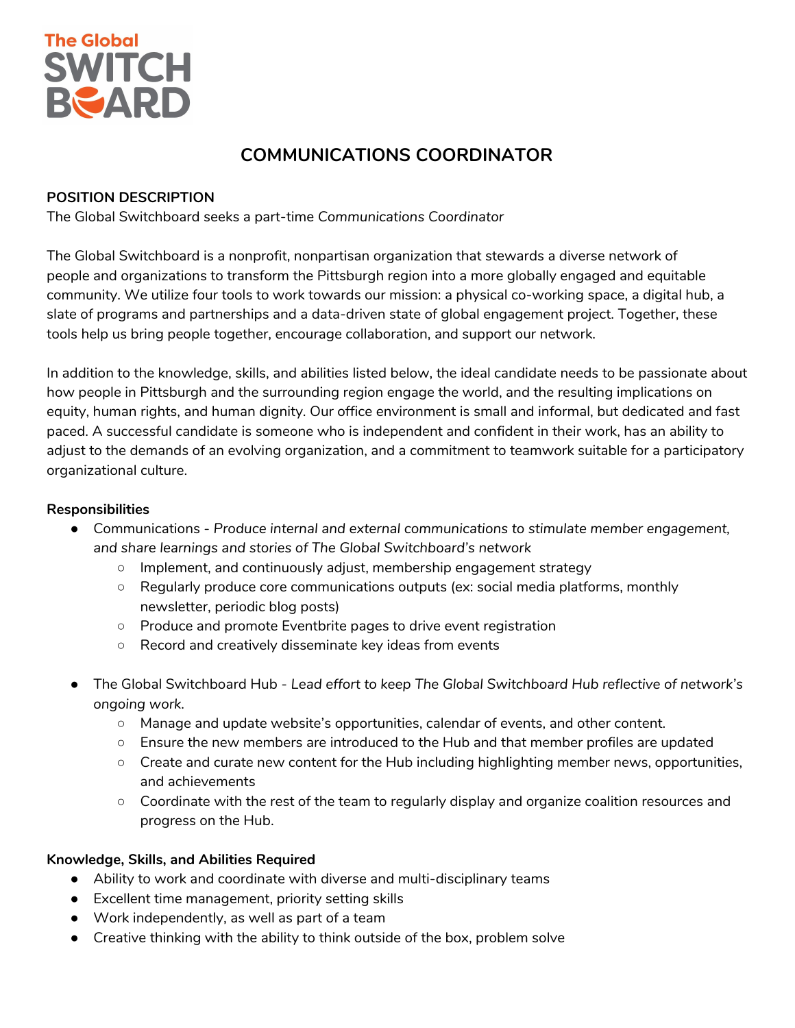The Global SWITCHBOARD

# COMMUNICATIONS COORDINATOR

## POSITION DESCRIPTION

The Global Switchboard seeks a part-time *Communications Coordinator*

The Global Switchboard is a nonprofit, nonpartisan organization that stewards a diverse network of people and organizations to transform the Pittsburgh region into a more globally engaged and equitable community. We utilize four tools to work towards our mission: a physical co-working space, a digital hub, a slate of programs and partnerships and a data-driven state of global engagement project. Together, these tools help us bring people together, encourage collaboration, and support our network.

In addition to the knowledge, skills, and abilities listed below, the ideal candidate needs to be passionate about how people in Pittsburgh and the surrounding region engage the world, and the resulting implications on equity, human rights, and human dignity. Our office environment is small and informal, but dedicated and fast paced. A successful candidate is someone who is independent and confident in their work, has an ability to adjust to the demands of an evolving organization, and a commitment to teamwork suitable for a participatory organizational culture.

### Responsibilities

- Communications - *Produce internal and external communications to stimulate member engagement, and share learnings and stories of The Global Switchboard's network*
  - Implement, and continuously adjust, membership engagement strategy
  - Regularly produce core communications outputs (ex: social media platforms, monthly newsletter, periodic blog posts)
  - Produce and promote Eventbrite pages to drive event registration
  - Record and creatively disseminate key ideas from events

- The Global Switchboard Hub - *Lead effort to keep The Global Switchboard Hub reflective of network's ongoing work.*
  - Manage and update website's opportunities, calendar of events, and other content.
  - Ensure the new members are introduced to the Hub and that member profiles are updated
  - Create and curate new content for the Hub including highlighting member news, opportunities, and achievements
  - Coordinate with the rest of the team to regularly display and organize coalition resources and progress on the Hub.

### Knowledge, Skills, and Abilities Required

- Ability to work and coordinate with diverse and multi-disciplinary teams
- Excellent time management, priority setting skills
- Work independently, as well as part of a team
- Creative thinking with the ability to think outside of the box, problem solve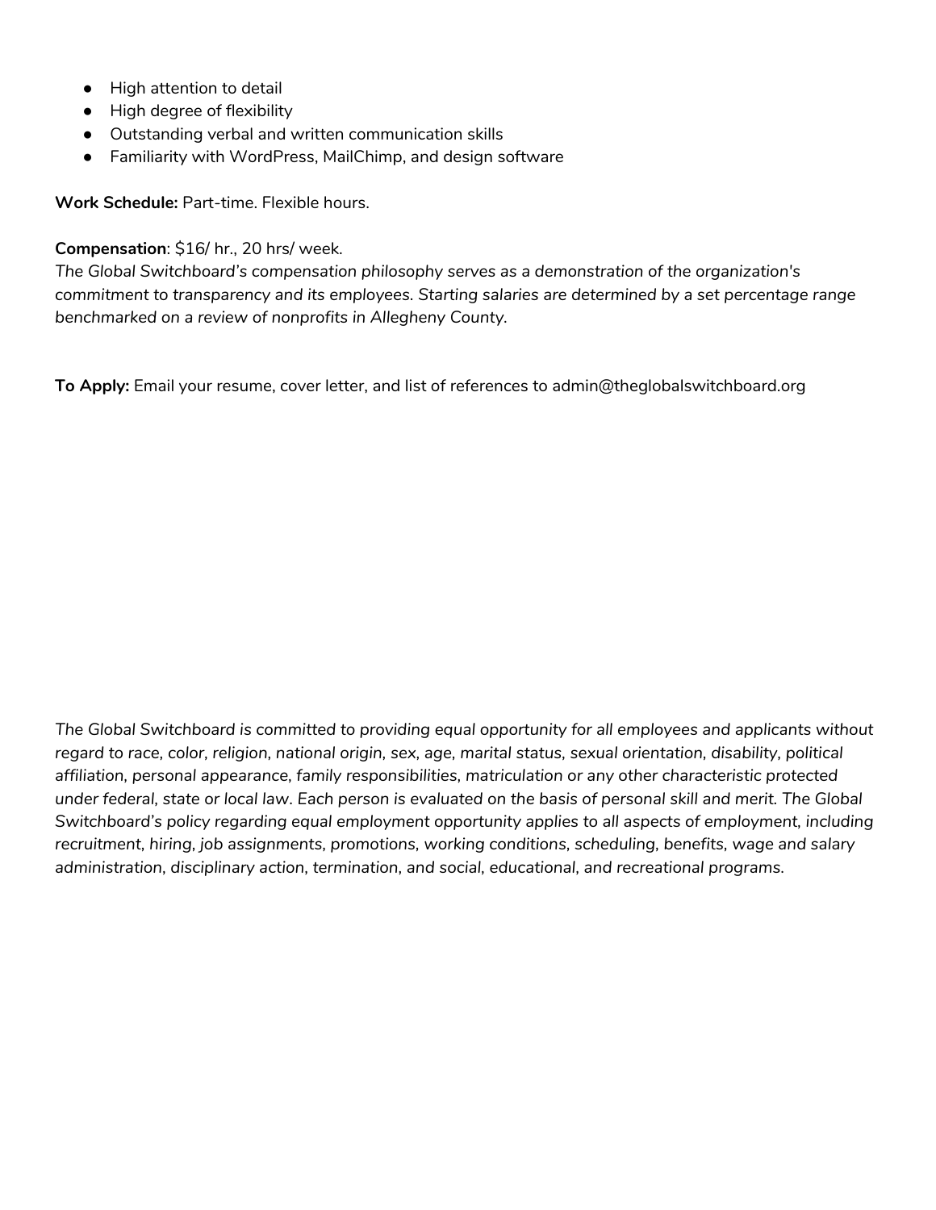- High attention to detail
- High degree of flexibility
- Outstanding verbal and written communication skills
- Familiarity with WordPress, MailChimp, and design software

**Work Schedule:** Part-time. Flexible hours.

**Compensation**: $16/ hr., 20 hrs/ week.
*The Global Switchboard's compensation philosophy serves as a demonstration of the organization's commitment to transparency and its employees. Starting salaries are determined by a set percentage range benchmarked on a review of nonprofits in Allegheny County.*

**To Apply:** Email your resume, cover letter, and list of references to admin@theglobalswitchboard.org

*The Global Switchboard is committed to providing equal opportunity for all employees and applicants without regard to race, color, religion, national origin, sex, age, marital status, sexual orientation, disability, political affiliation, personal appearance, family responsibilities, matriculation or any other characteristic protected under federal, state or local law. Each person is evaluated on the basis of personal skill and merit. The Global Switchboard's policy regarding equal employment opportunity applies to all aspects of employment, including recruitment, hiring, job assignments, promotions, working conditions, scheduling, benefits, wage and salary administration, disciplinary action, termination, and social, educational, and recreational programs.*